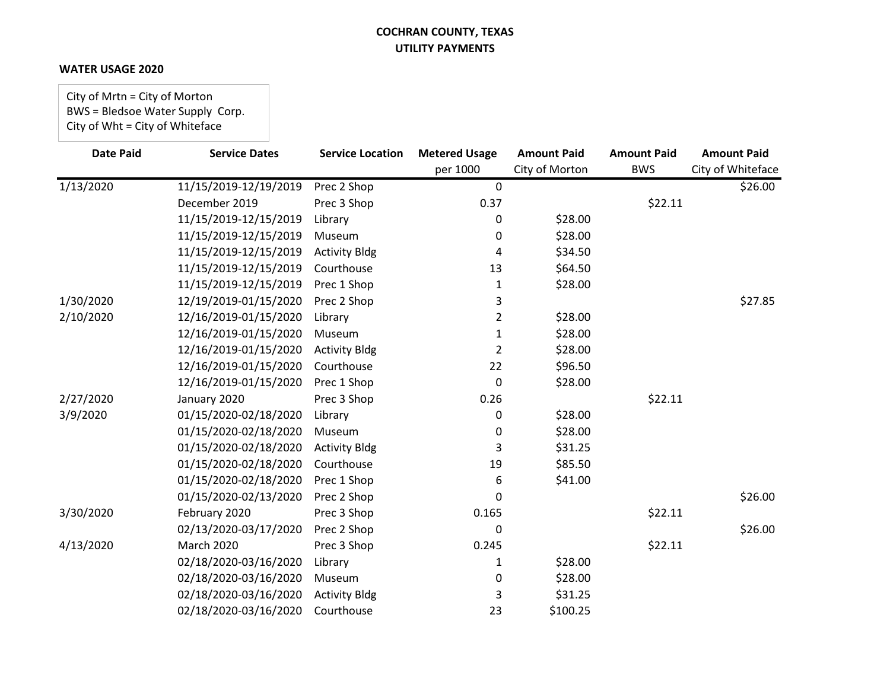**COCHRAN COUNTY, TEXAS**
**UTILITY PAYMENTS**

**WATER USAGE 2020**

City of Mrtn = City of Morton
BWS = Bledsoe Water Supply Corp.
City of Wht = City of Whiteface

| Date Paid | Service Dates | Service Location | Metered Usage per 1000 | Amount Paid City of Morton | Amount Paid BWS | Amount Paid City of Whiteface |
|---|---|---|---|---|---|---|
| 1/13/2020 | 11/15/2019-12/19/2019 | Prec 2 Shop | 0 | | | $26.00 |
| | December 2019 | Prec 3 Shop | 0.37 | | $22.11 | |
| | 11/15/2019-12/15/2019 | Library | 0 | $28.00 | | |
| | 11/15/2019-12/15/2019 | Museum | 0 | $28.00 | | |
| | 11/15/2019-12/15/2019 | Activity Bldg | 4 | $34.50 | | |
| | 11/15/2019-12/15/2019 | Courthouse | 13 | $64.50 | | |
| | 11/15/2019-12/15/2019 | Prec 1 Shop | 1 | $28.00 | | |
| 1/30/2020 | 12/19/2019-01/15/2020 | Prec 2 Shop | 3 | | | $27.85 |
| 2/10/2020 | 12/16/2019-01/15/2020 | Library | 2 | $28.00 | | |
| | 12/16/2019-01/15/2020 | Museum | 1 | $28.00 | | |
| | 12/16/2019-01/15/2020 | Activity Bldg | 2 | $28.00 | | |
| | 12/16/2019-01/15/2020 | Courthouse | 22 | $96.50 | | |
| | 12/16/2019-01/15/2020 | Prec 1 Shop | 0 | $28.00 | | |
| 2/27/2020 | January 2020 | Prec 3 Shop | 0.26 | | $22.11 | |
| 3/9/2020 | 01/15/2020-02/18/2020 | Library | 0 | $28.00 | | |
| | 01/15/2020-02/18/2020 | Museum | 0 | $28.00 | | |
| | 01/15/2020-02/18/2020 | Activity Bldg | 3 | $31.25 | | |
| | 01/15/2020-02/18/2020 | Courthouse | 19 | $85.50 | | |
| | 01/15/2020-02/18/2020 | Prec 1 Shop | 6 | $41.00 | | |
| | 01/15/2020-02/13/2020 | Prec 2 Shop | 0 | | | $26.00 |
| 3/30/2020 | February 2020 | Prec 3 Shop | 0.165 | | $22.11 | |
| | 02/13/2020-03/17/2020 | Prec 2 Shop | 0 | | | $26.00 |
| 4/13/2020 | March 2020 | Prec 3 Shop | 0.245 | | $22.11 | |
| | 02/18/2020-03/16/2020 | Library | 1 | $28.00 | | |
| | 02/18/2020-03/16/2020 | Museum | 0 | $28.00 | | |
| | 02/18/2020-03/16/2020 | Activity Bldg | 3 | $31.25 | | |
| | 02/18/2020-03/16/2020 | Courthouse | 23 | $100.25 | | |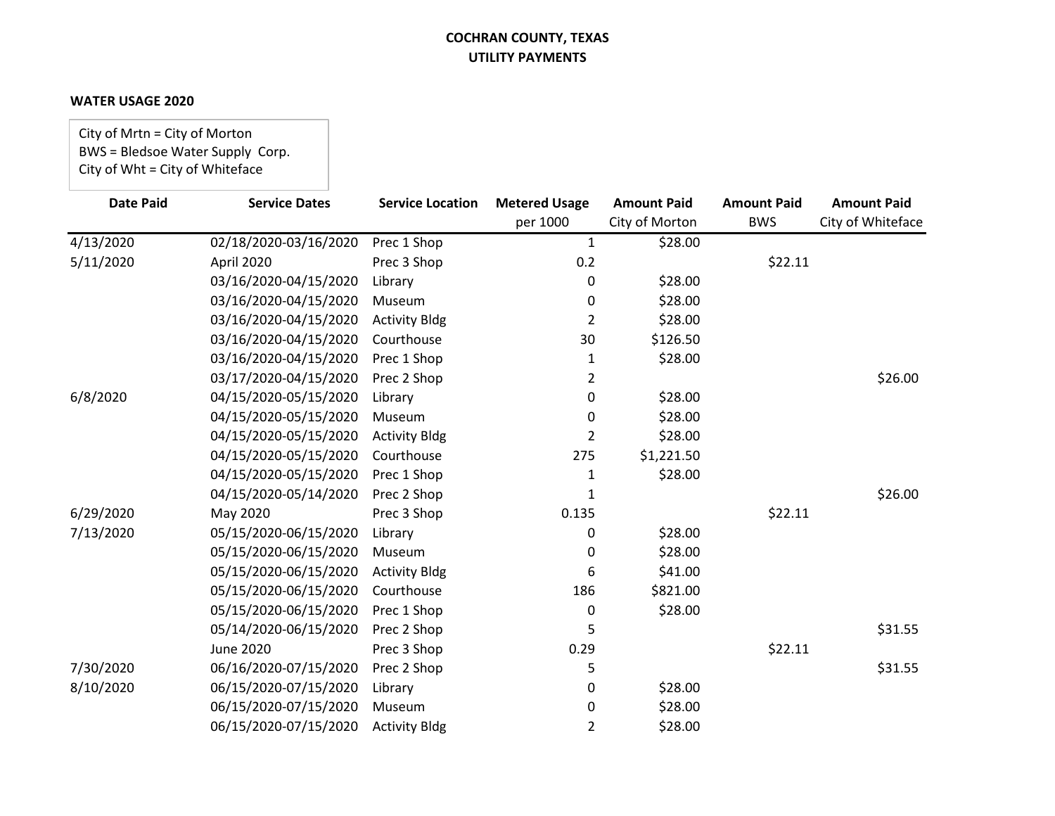**COCHRAN COUNTY, TEXAS**
**UTILITY PAYMENTS**

**WATER USAGE 2020**

City of Mrtn = City of Morton
BWS = Bledsoe Water Supply Corp.
City of Wht = City of Whiteface

| Date Paid | Service Dates | Service Location | Metered Usage per 1000 | Amount Paid City of Morton | Amount Paid BWS | Amount Paid City of Whiteface |
|---|---|---|---|---|---|---|
| 4/13/2020 | 02/18/2020-03/16/2020 | Prec 1 Shop | 1 | $28.00 | | |
| 5/11/2020 | April 2020 | Prec 3 Shop | 0.2 | | $22.11 | |
| | 03/16/2020-04/15/2020 | Library | 0 | $28.00 | | |
| | 03/16/2020-04/15/2020 | Museum | 0 | $28.00 | | |
| | 03/16/2020-04/15/2020 | Activity Bldg | 2 | $28.00 | | |
| | 03/16/2020-04/15/2020 | Courthouse | 30 | $126.50 | | |
| | 03/16/2020-04/15/2020 | Prec 1 Shop | 1 | $28.00 | | |
| | 03/17/2020-04/15/2020 | Prec 2 Shop | 2 | | | $26.00 |
| 6/8/2020 | 04/15/2020-05/15/2020 | Library | 0 | $28.00 | | |
| | 04/15/2020-05/15/2020 | Museum | 0 | $28.00 | | |
| | 04/15/2020-05/15/2020 | Activity Bldg | 2 | $28.00 | | |
| | 04/15/2020-05/15/2020 | Courthouse | 275 | $1,221.50 | | |
| | 04/15/2020-05/15/2020 | Prec 1 Shop | 1 | $28.00 | | |
| | 04/15/2020-05/14/2020 | Prec 2 Shop | 1 | | | $26.00 |
| 6/29/2020 | May 2020 | Prec 3 Shop | 0.135 | | $22.11 | |
| 7/13/2020 | 05/15/2020-06/15/2020 | Library | 0 | $28.00 | | |
| | 05/15/2020-06/15/2020 | Museum | 0 | $28.00 | | |
| | 05/15/2020-06/15/2020 | Activity Bldg | 6 | $41.00 | | |
| | 05/15/2020-06/15/2020 | Courthouse | 186 | $821.00 | | |
| | 05/15/2020-06/15/2020 | Prec 1 Shop | 0 | $28.00 | | |
| | 05/14/2020-06/15/2020 | Prec 2 Shop | 5 | | | $31.55 |
| | June 2020 | Prec 3 Shop | 0.29 | | $22.11 | |
| 7/30/2020 | 06/16/2020-07/15/2020 | Prec 2 Shop | 5 | | | $31.55 |
| 8/10/2020 | 06/15/2020-07/15/2020 | Library | 0 | $28.00 | | |
| | 06/15/2020-07/15/2020 | Museum | 0 | $28.00 | | |
| | 06/15/2020-07/15/2020 | Activity Bldg | 2 | $28.00 | | |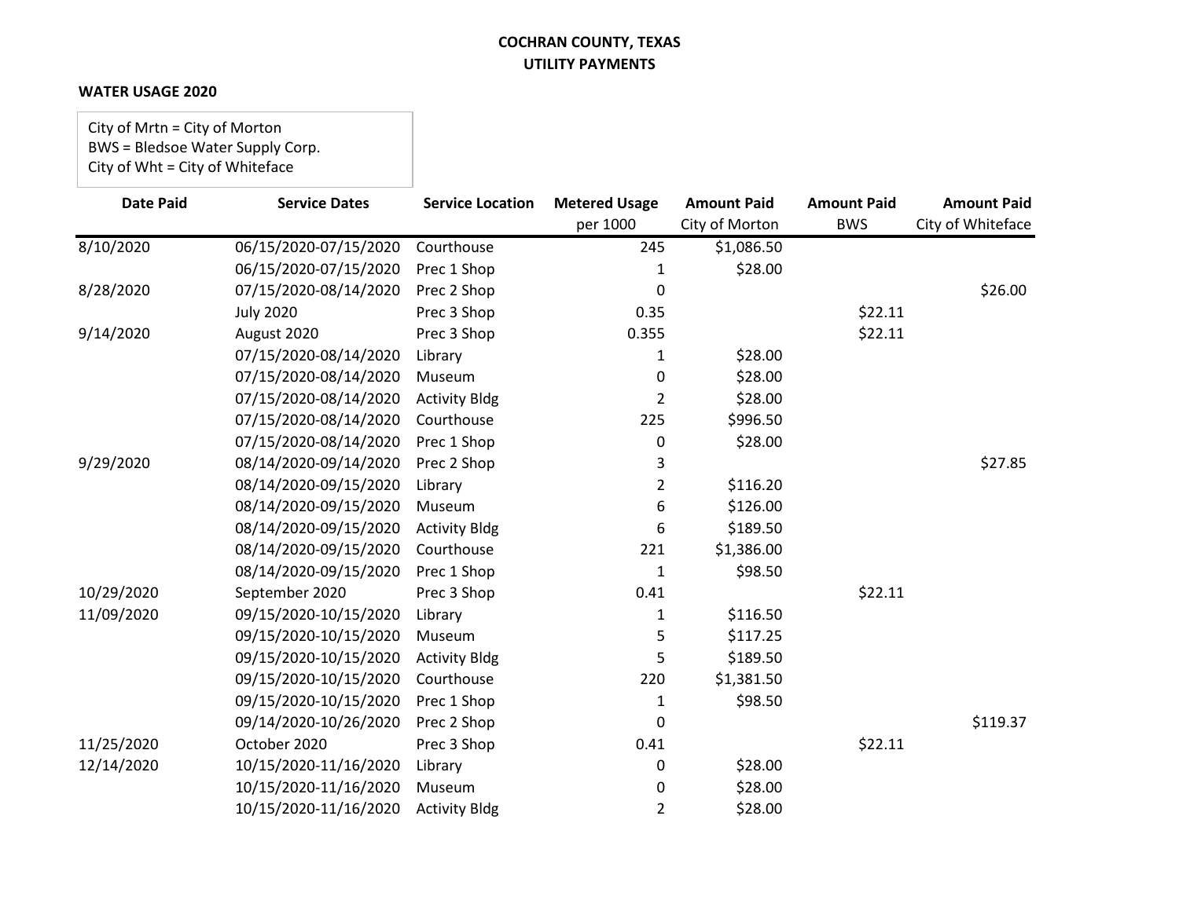**COCHRAN COUNTY, TEXAS**
**UTILITY PAYMENTS**

**WATER USAGE 2020**

City of Mrtn = City of Morton
BWS = Bledsoe Water Supply Corp.
City of Wht = City of Whiteface

| Date Paid | Service Dates | Service Location | Metered Usage per 1000 | Amount Paid City of Morton | Amount Paid BWS | Amount Paid City of Whiteface |
|---|---|---|---|---|---|---|
| 8/10/2020 | 06/15/2020-07/15/2020 | Courthouse | 245 | $1,086.50 | | |
| | 06/15/2020-07/15/2020 | Prec 1 Shop | 1 | $28.00 | | |
| 8/28/2020 | 07/15/2020-08/14/2020 | Prec 2 Shop | 0 | | | $26.00 |
| | July 2020 | Prec 3 Shop | 0.35 | | $22.11 | |
| 9/14/2020 | August 2020 | Prec 3 Shop | 0.355 | | $22.11 | |
| | 07/15/2020-08/14/2020 | Library | 1 | $28.00 | | |
| | 07/15/2020-08/14/2020 | Museum | 0 | $28.00 | | |
| | 07/15/2020-08/14/2020 | Activity Bldg | 2 | $28.00 | | |
| | 07/15/2020-08/14/2020 | Courthouse | 225 | $996.50 | | |
| | 07/15/2020-08/14/2020 | Prec 1 Shop | 0 | $28.00 | | |
| 9/29/2020 | 08/14/2020-09/14/2020 | Prec 2 Shop | 3 | | | $27.85 |
| | 08/14/2020-09/15/2020 | Library | 2 | $116.20 | | |
| | 08/14/2020-09/15/2020 | Museum | 6 | $126.00 | | |
| | 08/14/2020-09/15/2020 | Activity Bldg | 6 | $189.50 | | |
| | 08/14/2020-09/15/2020 | Courthouse | 221 | $1,386.00 | | |
| | 08/14/2020-09/15/2020 | Prec 1 Shop | 1 | $98.50 | | |
| 10/29/2020 | September 2020 | Prec 3 Shop | 0.41 | | $22.11 | |
| 11/09/2020 | 09/15/2020-10/15/2020 | Library | 1 | $116.50 | | |
| | 09/15/2020-10/15/2020 | Museum | 5 | $117.25 | | |
| | 09/15/2020-10/15/2020 | Activity Bldg | 5 | $189.50 | | |
| | 09/15/2020-10/15/2020 | Courthouse | 220 | $1,381.50 | | |
| | 09/15/2020-10/15/2020 | Prec 1 Shop | 1 | $98.50 | | |
| | 09/14/2020-10/26/2020 | Prec 2 Shop | 0 | | | $119.37 |
| 11/25/2020 | October 2020 | Prec 3 Shop | 0.41 | | $22.11 | |
| 12/14/2020 | 10/15/2020-11/16/2020 | Library | 0 | $28.00 | | |
| | 10/15/2020-11/16/2020 | Museum | 0 | $28.00 | | |
| | 10/15/2020-11/16/2020 | Activity Bldg | 2 | $28.00 | | |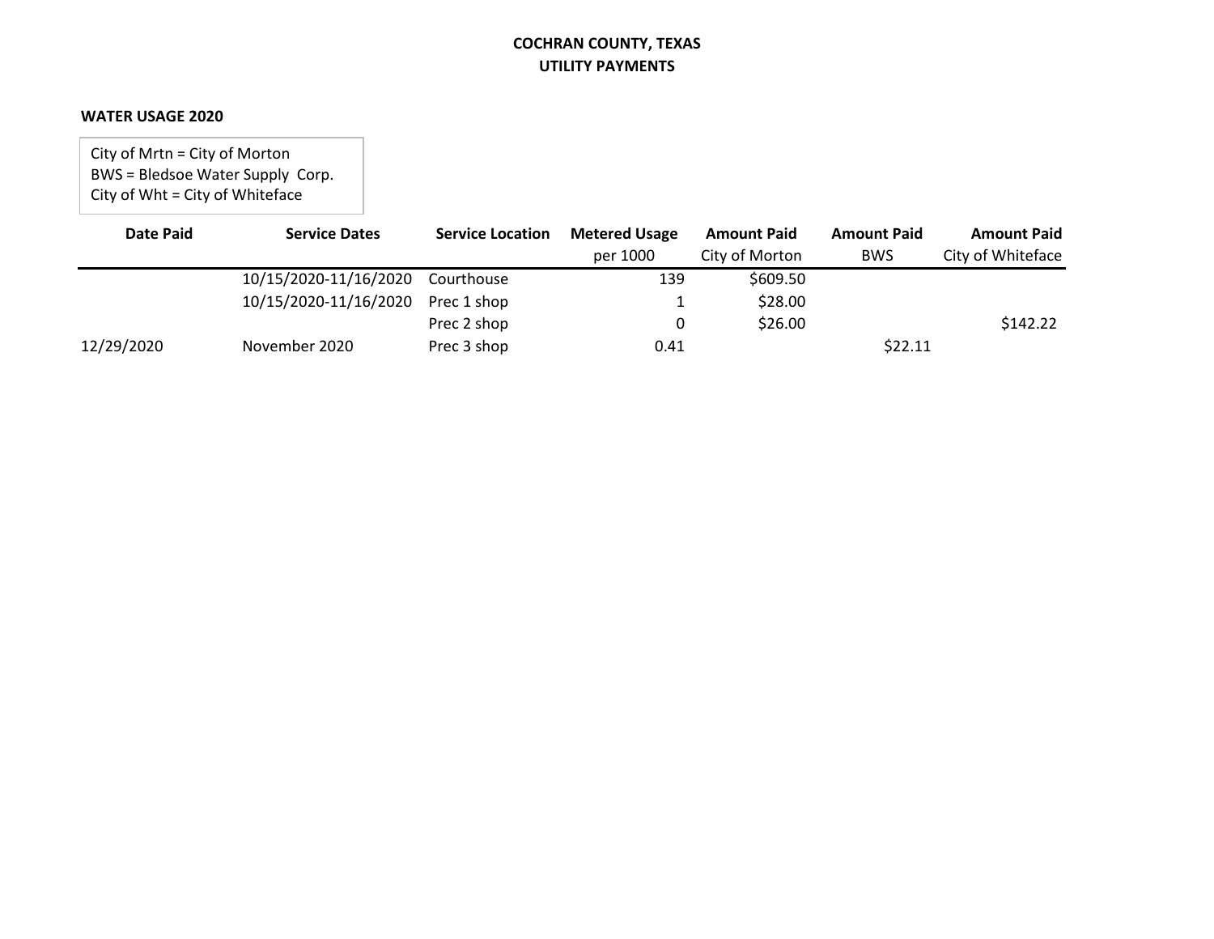**COCHRAN COUNTY, TEXAS**
**UTILITY PAYMENTS**

**WATER USAGE 2020**

City of Mrtn = City of Morton
BWS = Bledsoe Water Supply Corp.
City of Wht = City of Whiteface

| Date Paid | Service Dates | Service Location | Metered Usage per 1000 | Amount Paid City of Morton | Amount Paid BWS | Amount Paid City of Whiteface |
|---|---|---|---|---|---|---|
| | 10/15/2020-11/16/2020 | Courthouse | 139 | $609.50 | | |
| | 10/15/2020-11/16/2020 | Prec 1 shop | 1 | $28.00 | | |
| | | Prec 2 shop | 0 | $26.00 | | $142.22 |
| 12/29/2020 | November 2020 | Prec 3 shop | 0.41 | | $22.11 | |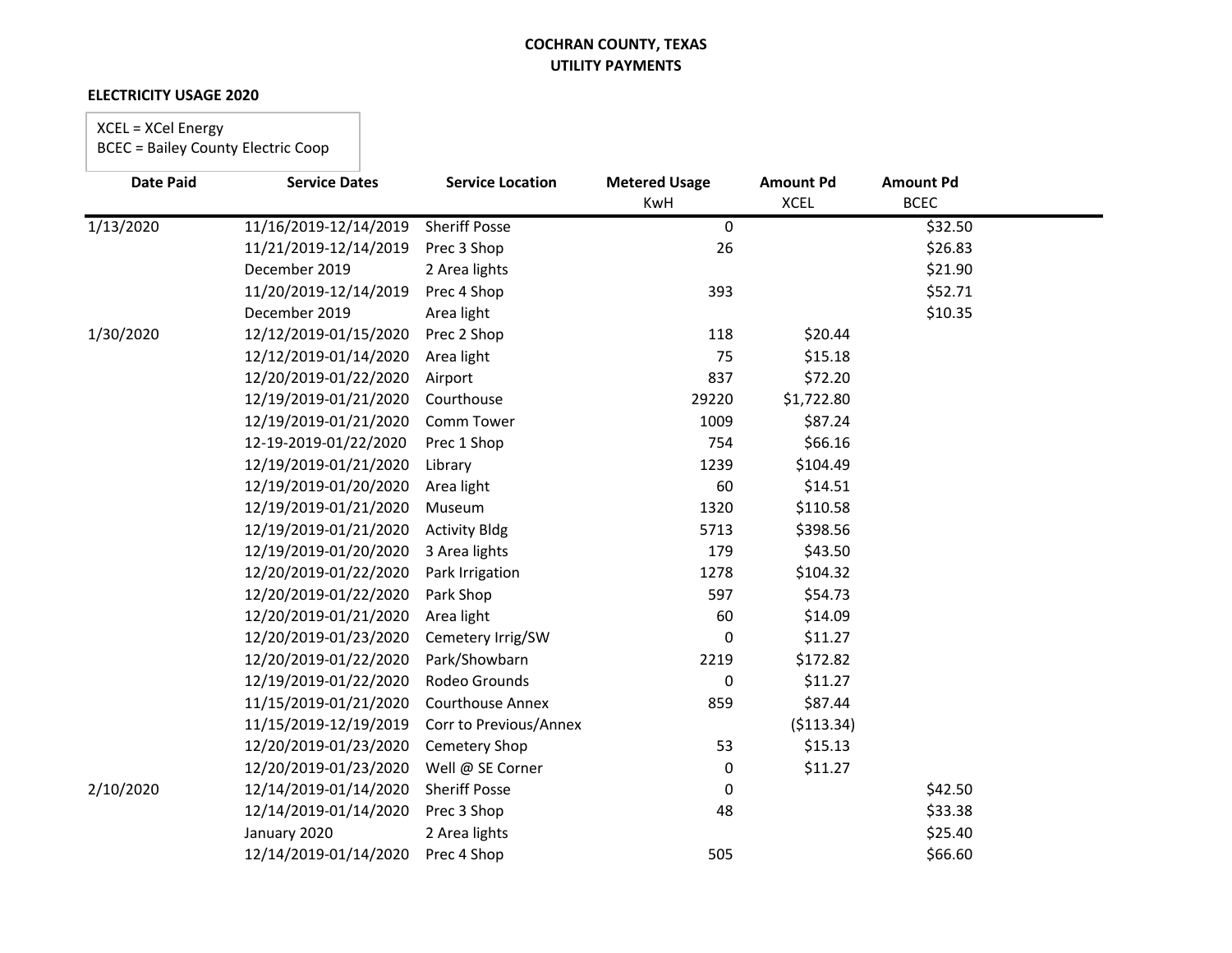**COCHRAN COUNTY, TEXAS**
**UTILITY PAYMENTS**

**ELECTRICITY USAGE 2020**

XCEL = XCel Energy
BCEC = Bailey County Electric Coop

| Date Paid | Service Dates | Service Location | Metered Usage KwH | Amount Pd XCEL | Amount Pd BCEC |
|---|---|---|---|---|---|
| 1/13/2020 | 11/16/2019-12/14/2019 | Sheriff Posse | 0 | | $32.50 |
| | 11/21/2019-12/14/2019 | Prec 3 Shop | 26 | | $26.83 |
| | December 2019 | 2 Area lights | | | $21.90 |
| | 11/20/2019-12/14/2019 | Prec 4 Shop | 393 | | $52.71 |
| | December 2019 | Area light | | | $10.35 |
| 1/30/2020 | 12/12/2019-01/15/2020 | Prec 2 Shop | 118 | $20.44 | |
| | 12/12/2019-01/14/2020 | Area light | 75 | $15.18 | |
| | 12/20/2019-01/22/2020 | Airport | 837 | $72.20 | |
| | 12/19/2019-01/21/2020 | Courthouse | 29220 | $1,722.80 | |
| | 12/19/2019-01/21/2020 | Comm Tower | 1009 | $87.24 | |
| | 12-19-2019-01/22/2020 | Prec 1 Shop | 754 | $66.16 | |
| | 12/19/2019-01/21/2020 | Library | 1239 | $104.49 | |
| | 12/19/2019-01/20/2020 | Area light | 60 | $14.51 | |
| | 12/19/2019-01/21/2020 | Museum | 1320 | $110.58 | |
| | 12/19/2019-01/21/2020 | Activity Bldg | 5713 | $398.56 | |
| | 12/19/2019-01/20/2020 | 3 Area lights | 179 | $43.50 | |
| | 12/20/2019-01/22/2020 | Park Irrigation | 1278 | $104.32 | |
| | 12/20/2019-01/22/2020 | Park Shop | 597 | $54.73 | |
| | 12/20/2019-01/21/2020 | Area light | 60 | $14.09 | |
| | 12/20/2019-01/23/2020 | Cemetery Irrig/SW | 0 | $11.27 | |
| | 12/20/2019-01/22/2020 | Park/Showbarn | 2219 | $172.82 | |
| | 12/19/2019-01/22/2020 | Rodeo Grounds | 0 | $11.27 | |
| | 11/15/2019-01/21/2020 | Courthouse Annex | 859 | $87.44 | |
| | 11/15/2019-12/19/2019 | Corr to Previous/Annex | | ($113.34) | |
| | 12/20/2019-01/23/2020 | Cemetery Shop | 53 | $15.13 | |
| | 12/20/2019-01/23/2020 | Well @ SE Corner | 0 | $11.27 | |
| 2/10/2020 | 12/14/2019-01/14/2020 | Sheriff Posse | 0 | | $42.50 |
| | 12/14/2019-01/14/2020 | Prec 3 Shop | 48 | | $33.38 |
| | January 2020 | 2 Area lights | | | $25.40 |
| | 12/14/2019-01/14/2020 | Prec 4 Shop | 505 | | $66.60 |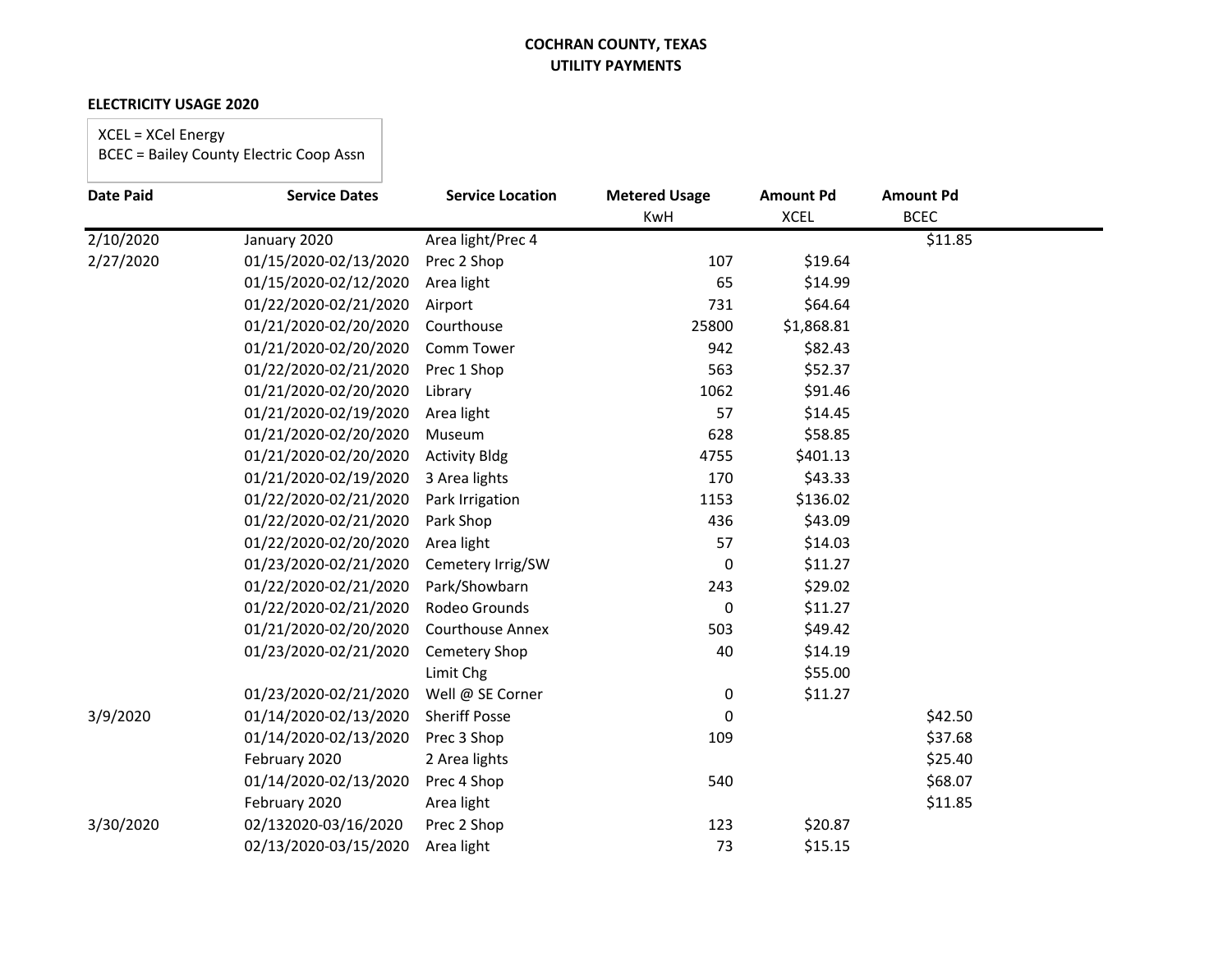**COCHRAN COUNTY, TEXAS**
**UTILITY PAYMENTS**

**ELECTRICITY USAGE 2020**

XCEL = XCel Energy
BCEC = Bailey County Electric Coop Assn

| Date Paid | Service Dates | Service Location | Metered Usage KwH | Amount Pd XCEL | Amount Pd BCEC |
|---|---|---|---|---|---|
| 2/10/2020 | January 2020 | Area light/Prec 4 | | | $11.85 |
| 2/27/2020 | 01/15/2020-02/13/2020 | Prec 2 Shop | 107 | $19.64 | |
| | 01/15/2020-02/12/2020 | Area light | 65 | $14.99 | |
| | 01/22/2020-02/21/2020 | Airport | 731 | $64.64 | |
| | 01/21/2020-02/20/2020 | Courthouse | 25800 | $1,868.81 | |
| | 01/21/2020-02/20/2020 | Comm Tower | 942 | $82.43 | |
| | 01/22/2020-02/21/2020 | Prec 1 Shop | 563 | $52.37 | |
| | 01/21/2020-02/20/2020 | Library | 1062 | $91.46 | |
| | 01/21/2020-02/19/2020 | Area light | 57 | $14.45 | |
| | 01/21/2020-02/20/2020 | Museum | 628 | $58.85 | |
| | 01/21/2020-02/20/2020 | Activity Bldg | 4755 | $401.13 | |
| | 01/21/2020-02/19/2020 | 3 Area lights | 170 | $43.33 | |
| | 01/22/2020-02/21/2020 | Park Irrigation | 1153 | $136.02 | |
| | 01/22/2020-02/21/2020 | Park Shop | 436 | $43.09 | |
| | 01/22/2020-02/20/2020 | Area light | 57 | $14.03 | |
| | 01/23/2020-02/21/2020 | Cemetery Irrig/SW | 0 | $11.27 | |
| | 01/22/2020-02/21/2020 | Park/Showbarn | 243 | $29.02 | |
| | 01/22/2020-02/21/2020 | Rodeo Grounds | 0 | $11.27 | |
| | 01/21/2020-02/20/2020 | Courthouse Annex | 503 | $49.42 | |
| | 01/23/2020-02/21/2020 | Cemetery Shop | 40 | $14.19 | |
| | | Limit Chg | | $55.00 | |
| | 01/23/2020-02/21/2020 | Well @ SE Corner | 0 | $11.27 | |
| 3/9/2020 | 01/14/2020-02/13/2020 | Sheriff Posse | 0 | | $42.50 |
| | 01/14/2020-02/13/2020 | Prec 3 Shop | 109 | | $37.68 |
| | February 2020 | 2 Area lights | | | $25.40 |
| | 01/14/2020-02/13/2020 | Prec 4 Shop | 540 | | $68.07 |
| | February 2020 | Area light | | | $11.85 |
| 3/30/2020 | 02/132020-03/16/2020 | Prec 2 Shop | 123 | $20.87 | |
| | 02/13/2020-03/15/2020 | Area light | 73 | $15.15 | |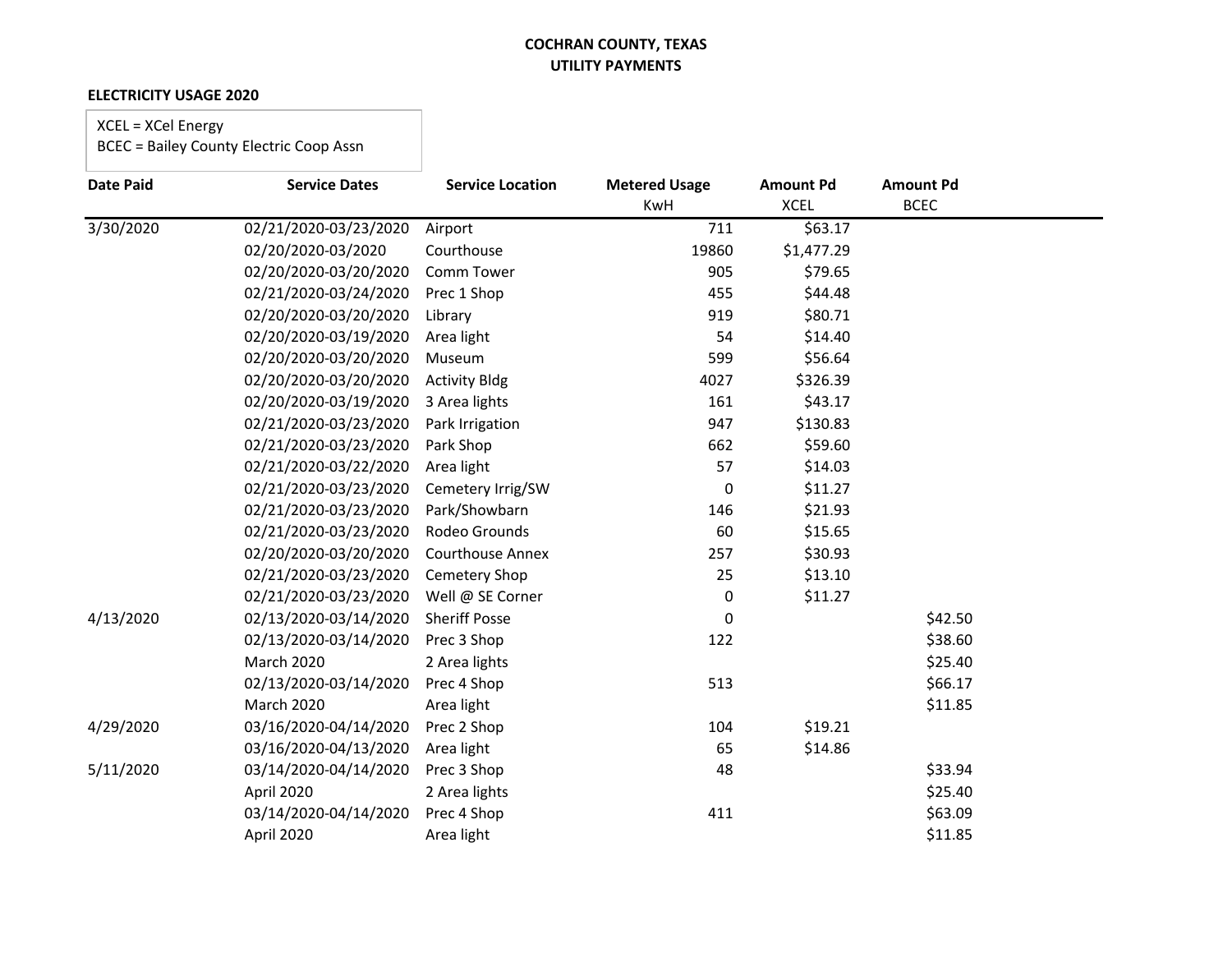**COCHRAN COUNTY, TEXAS**
**UTILITY PAYMENTS**

**ELECTRICITY USAGE 2020**

XCEL = XCel Energy
BCEC = Bailey County Electric Coop Assn

| Date Paid | Service Dates | Service Location | Metered Usage KwH | Amount Pd XCEL | Amount Pd BCEC |
|---|---|---|---|---|---|
| 3/30/2020 | 02/21/2020-03/23/2020 | Airport | 711 | $63.17 | |
| | 02/20/2020-03/2020 | Courthouse | 19860 | $1,477.29 | |
| | 02/20/2020-03/20/2020 | Comm Tower | 905 | $79.65 | |
| | 02/21/2020-03/24/2020 | Prec 1 Shop | 455 | $44.48 | |
| | 02/20/2020-03/20/2020 | Library | 919 | $80.71 | |
| | 02/20/2020-03/19/2020 | Area light | 54 | $14.40 | |
| | 02/20/2020-03/20/2020 | Museum | 599 | $56.64 | |
| | 02/20/2020-03/20/2020 | Activity Bldg | 4027 | $326.39 | |
| | 02/20/2020-03/19/2020 | 3 Area lights | 161 | $43.17 | |
| | 02/21/2020-03/23/2020 | Park Irrigation | 947 | $130.83 | |
| | 02/21/2020-03/23/2020 | Park Shop | 662 | $59.60 | |
| | 02/21/2020-03/22/2020 | Area light | 57 | $14.03 | |
| | 02/21/2020-03/23/2020 | Cemetery Irrig/SW | 0 | $11.27 | |
| | 02/21/2020-03/23/2020 | Park/Showbarn | 146 | $21.93 | |
| | 02/21/2020-03/23/2020 | Rodeo Grounds | 60 | $15.65 | |
| | 02/20/2020-03/20/2020 | Courthouse Annex | 257 | $30.93 | |
| | 02/21/2020-03/23/2020 | Cemetery Shop | 25 | $13.10 | |
| | 02/21/2020-03/23/2020 | Well @ SE Corner | 0 | $11.27 | |
| 4/13/2020 | 02/13/2020-03/14/2020 | Sheriff Posse | 0 | | $42.50 |
| | 02/13/2020-03/14/2020 | Prec 3 Shop | 122 | | $38.60 |
| | March 2020 | 2 Area lights | | | $25.40 |
| | 02/13/2020-03/14/2020 | Prec 4 Shop | 513 | | $66.17 |
| | March 2020 | Area light | | | $11.85 |
| 4/29/2020 | 03/16/2020-04/14/2020 | Prec 2 Shop | 104 | $19.21 | |
| | 03/16/2020-04/13/2020 | Area light | 65 | $14.86 | |
| 5/11/2020 | 03/14/2020-04/14/2020 | Prec 3 Shop | 48 | | $33.94 |
| | April 2020 | 2 Area lights | | | $25.40 |
| | 03/14/2020-04/14/2020 | Prec 4 Shop | 411 | | $63.09 |
| | April 2020 | Area light | | | $11.85 |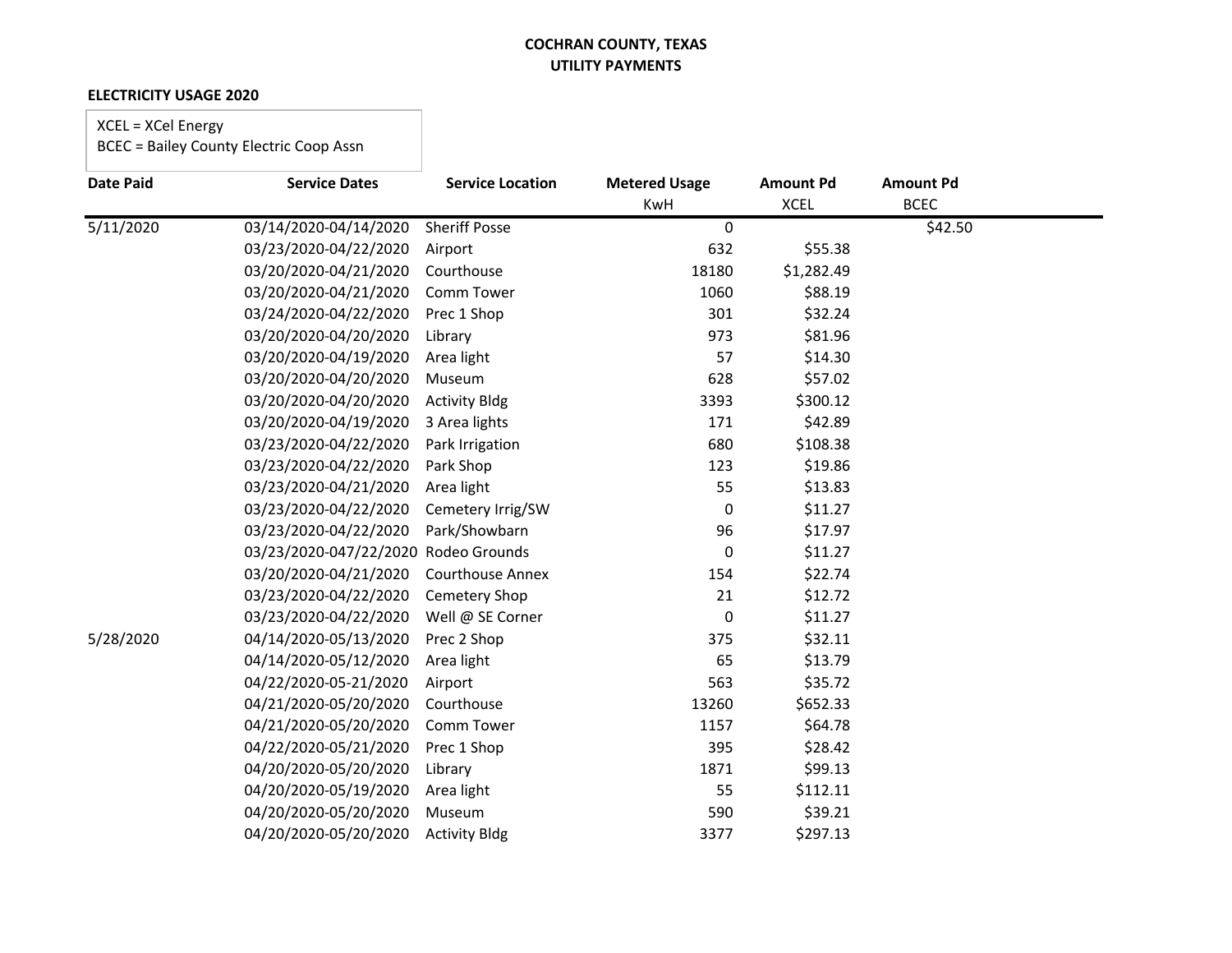**COCHRAN COUNTY, TEXAS**
**UTILITY PAYMENTS**

**ELECTRICITY USAGE 2020**

XCEL = XCel Energy
BCEC = Bailey County Electric Coop Assn

| Date Paid | Service Dates | Service Location | Metered Usage KwH | Amount Pd XCEL | Amount Pd BCEC |
|---|---|---|---|---|---|
| 5/11/2020 | 03/14/2020-04/14/2020 | Sheriff Posse | 0 | | $42.50 |
| | 03/23/2020-04/22/2020 | Airport | 632 | $55.38 | |
| | 03/20/2020-04/21/2020 | Courthouse | 18180 | $1,282.49 | |
| | 03/20/2020-04/21/2020 | Comm Tower | 1060 | $88.19 | |
| | 03/24/2020-04/22/2020 | Prec 1 Shop | 301 | $32.24 | |
| | 03/20/2020-04/20/2020 | Library | 973 | $81.96 | |
| | 03/20/2020-04/19/2020 | Area light | 57 | $14.30 | |
| | 03/20/2020-04/20/2020 | Museum | 628 | $57.02 | |
| | 03/20/2020-04/20/2020 | Activity Bldg | 3393 | $300.12 | |
| | 03/20/2020-04/19/2020 | 3 Area lights | 171 | $42.89 | |
| | 03/23/2020-04/22/2020 | Park Irrigation | 680 | $108.38 | |
| | 03/23/2020-04/22/2020 | Park Shop | 123 | $19.86 | |
| | 03/23/2020-04/21/2020 | Area light | 55 | $13.83 | |
| | 03/23/2020-04/22/2020 | Cemetery Irrig/SW | 0 | $11.27 | |
| | 03/23/2020-04/22/2020 | Park/Showbarn | 96 | $17.97 | |
| | 03/23/2020-047/22/2020 | Rodeo Grounds | 0 | $11.27 | |
| | 03/20/2020-04/21/2020 | Courthouse Annex | 154 | $22.74 | |
| | 03/23/2020-04/22/2020 | Cemetery Shop | 21 | $12.72 | |
| | 03/23/2020-04/22/2020 | Well @ SE Corner | 0 | $11.27 | |
| 5/28/2020 | 04/14/2020-05/13/2020 | Prec 2 Shop | 375 | $32.11 | |
| | 04/14/2020-05/12/2020 | Area light | 65 | $13.79 | |
| | 04/22/2020-05-21/2020 | Airport | 563 | $35.72 | |
| | 04/21/2020-05/20/2020 | Courthouse | 13260 | $652.33 | |
| | 04/21/2020-05/20/2020 | Comm Tower | 1157 | $64.78 | |
| | 04/22/2020-05/21/2020 | Prec 1 Shop | 395 | $28.42 | |
| | 04/20/2020-05/20/2020 | Library | 1871 | $99.13 | |
| | 04/20/2020-05/19/2020 | Area light | 55 | $112.11 | |
| | 04/20/2020-05/20/2020 | Museum | 590 | $39.21 | |
| | 04/20/2020-05/20/2020 | Activity Bldg | 3377 | $297.13 | |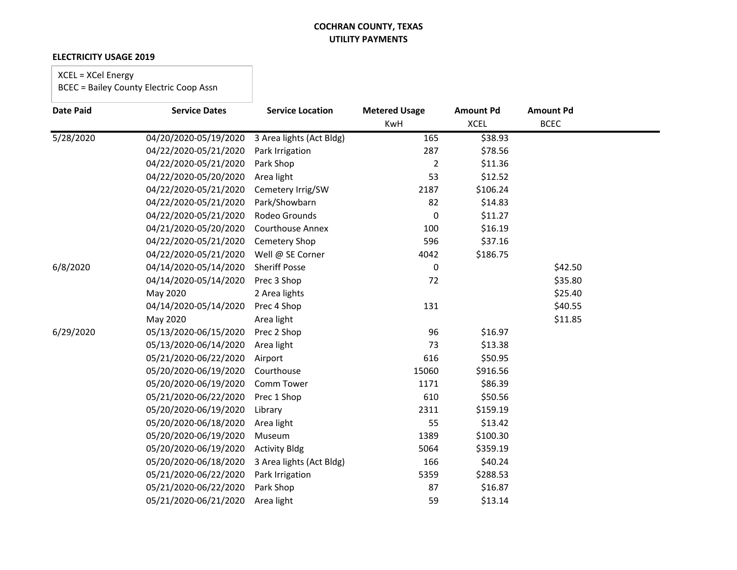**COCHRAN COUNTY, TEXAS**
**UTILITY PAYMENTS**

**ELECTRICITY USAGE 2019**

XCEL = XCel Energy
BCEC = Bailey County Electric Coop Assn

| Date Paid | Service Dates | Service Location | Metered Usage KwH | Amount Pd XCEL | Amount Pd BCEC |
|---|---|---|---|---|---|
| 5/28/2020 | 04/20/2020-05/19/2020 | 3 Area lights (Act Bldg) | 165 | $38.93 | |
| | 04/22/2020-05/21/2020 | Park Irrigation | 287 | $78.56 | |
| | 04/22/2020-05/21/2020 | Park Shop | 2 | $11.36 | |
| | 04/22/2020-05/20/2020 | Area light | 53 | $12.52 | |
| | 04/22/2020-05/21/2020 | Cemetery Irrig/SW | 2187 | $106.24 | |
| | 04/22/2020-05/21/2020 | Park/Showbarn | 82 | $14.83 | |
| | 04/22/2020-05/21/2020 | Rodeo Grounds | 0 | $11.27 | |
| | 04/21/2020-05/20/2020 | Courthouse Annex | 100 | $16.19 | |
| | 04/22/2020-05/21/2020 | Cemetery Shop | 596 | $37.16 | |
| | 04/22/2020-05/21/2020 | Well @ SE Corner | 4042 | $186.75 | |
| 6/8/2020 | 04/14/2020-05/14/2020 | Sheriff Posse | 0 | | $42.50 |
| | 04/14/2020-05/14/2020 | Prec 3 Shop | 72 | | $35.80 |
| | May 2020 | 2 Area lights | | | $25.40 |
| | 04/14/2020-05/14/2020 | Prec 4 Shop | 131 | | $40.55 |
| | May 2020 | Area light | | | $11.85 |
| 6/29/2020 | 05/13/2020-06/15/2020 | Prec 2 Shop | 96 | $16.97 | |
| | 05/13/2020-06/14/2020 | Area light | 73 | $13.38 | |
| | 05/21/2020-06/22/2020 | Airport | 616 | $50.95 | |
| | 05/20/2020-06/19/2020 | Courthouse | 15060 | $916.56 | |
| | 05/20/2020-06/19/2020 | Comm Tower | 1171 | $86.39 | |
| | 05/21/2020-06/22/2020 | Prec 1 Shop | 610 | $50.56 | |
| | 05/20/2020-06/19/2020 | Library | 2311 | $159.19 | |
| | 05/20/2020-06/18/2020 | Area light | 55 | $13.42 | |
| | 05/20/2020-06/19/2020 | Museum | 1389 | $100.30 | |
| | 05/20/2020-06/19/2020 | Activity Bldg | 5064 | $359.19 | |
| | 05/20/2020-06/18/2020 | 3 Area lights (Act Bldg) | 166 | $40.24 | |
| | 05/21/2020-06/22/2020 | Park Irrigation | 5359 | $288.53 | |
| | 05/21/2020-06/22/2020 | Park Shop | 87 | $16.87 | |
| | 05/21/2020-06/21/2020 | Area light | 59 | $13.14 | |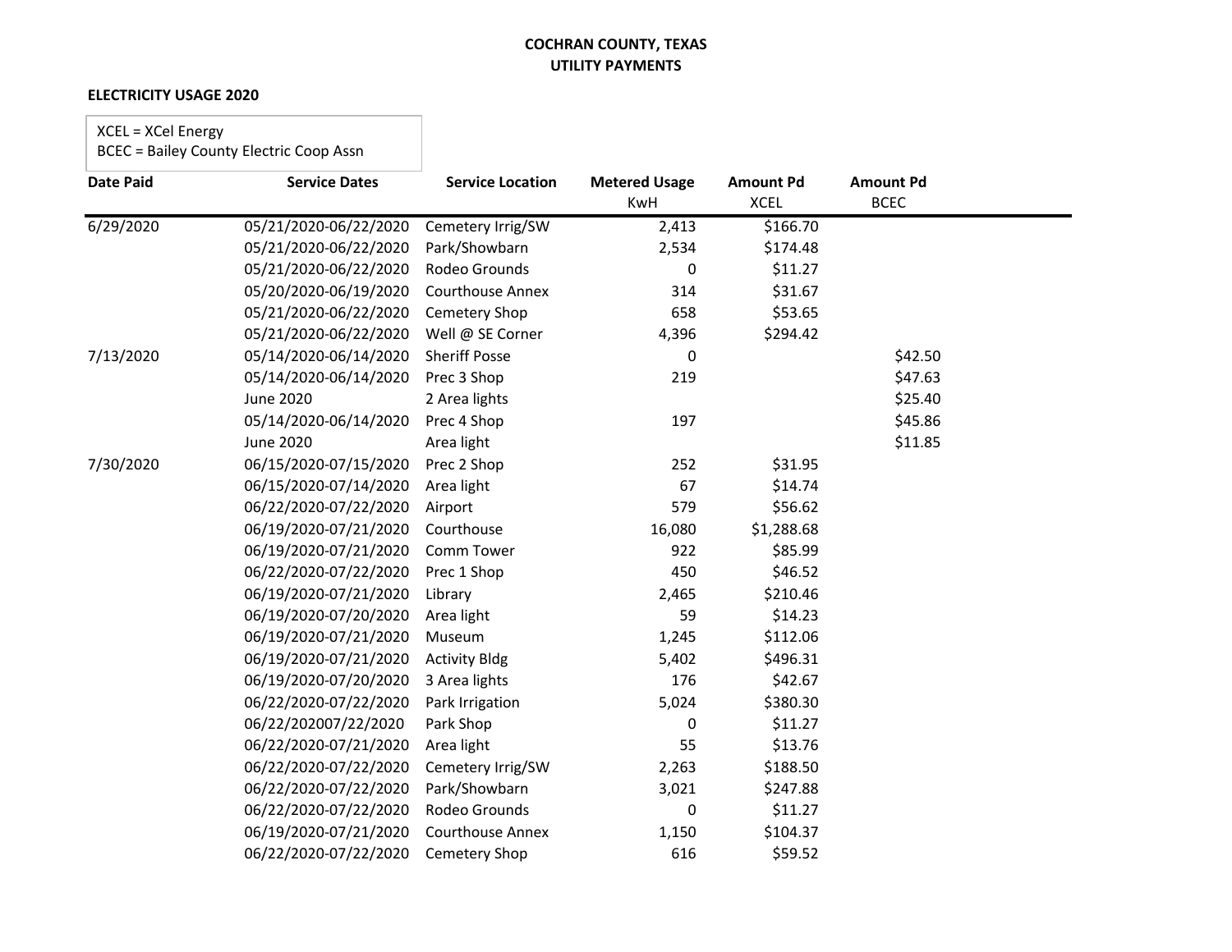**COCHRAN COUNTY, TEXAS**
**UTILITY PAYMENTS**

**ELECTRICITY USAGE 2020**

XCEL = XCel Energy
BCEC = Bailey County Electric Coop Assn

| Date Paid | Service Dates | Service Location | Metered Usage KwH | Amount Pd XCEL | Amount Pd BCEC |
|---|---|---|---|---|---|
| 6/29/2020 | 05/21/2020-06/22/2020 | Cemetery Irrig/SW | 2,413 | $166.70 | |
| | 05/21/2020-06/22/2020 | Park/Showbarn | 2,534 | $174.48 | |
| | 05/21/2020-06/22/2020 | Rodeo Grounds | 0 | $11.27 | |
| | 05/20/2020-06/19/2020 | Courthouse Annex | 314 | $31.67 | |
| | 05/21/2020-06/22/2020 | Cemetery Shop | 658 | $53.65 | |
| | 05/21/2020-06/22/2020 | Well @ SE Corner | 4,396 | $294.42 | |
| 7/13/2020 | 05/14/2020-06/14/2020 | Sheriff Posse | 0 | | $42.50 |
| | 05/14/2020-06/14/2020 | Prec 3 Shop | 219 | | $47.63 |
| | June 2020 | 2 Area lights | | | $25.40 |
| | 05/14/2020-06/14/2020 | Prec 4 Shop | 197 | | $45.86 |
| | June 2020 | Area light | | | $11.85 |
| 7/30/2020 | 06/15/2020-07/15/2020 | Prec 2 Shop | 252 | $31.95 | |
| | 06/15/2020-07/14/2020 | Area light | 67 | $14.74 | |
| | 06/22/2020-07/22/2020 | Airport | 579 | $56.62 | |
| | 06/19/2020-07/21/2020 | Courthouse | 16,080 | $1,288.68 | |
| | 06/19/2020-07/21/2020 | Comm Tower | 922 | $85.99 | |
| | 06/22/2020-07/22/2020 | Prec 1 Shop | 450 | $46.52 | |
| | 06/19/2020-07/21/2020 | Library | 2,465 | $210.46 | |
| | 06/19/2020-07/20/2020 | Area light | 59 | $14.23 | |
| | 06/19/2020-07/21/2020 | Museum | 1,245 | $112.06 | |
| | 06/19/2020-07/21/2020 | Activity Bldg | 5,402 | $496.31 | |
| | 06/19/2020-07/20/2020 | 3 Area lights | 176 | $42.67 | |
| | 06/22/2020-07/22/2020 | Park Irrigation | 5,024 | $380.30 | |
| | 06/22/202007/22/2020 | Park Shop | 0 | $11.27 | |
| | 06/22/2020-07/21/2020 | Area light | 55 | $13.76 | |
| | 06/22/2020-07/22/2020 | Cemetery Irrig/SW | 2,263 | $188.50 | |
| | 06/22/2020-07/22/2020 | Park/Showbarn | 3,021 | $247.88 | |
| | 06/22/2020-07/22/2020 | Rodeo Grounds | 0 | $11.27 | |
| | 06/19/2020-07/21/2020 | Courthouse Annex | 1,150 | $104.37 | |
| | 06/22/2020-07/22/2020 | Cemetery Shop | 616 | $59.52 | |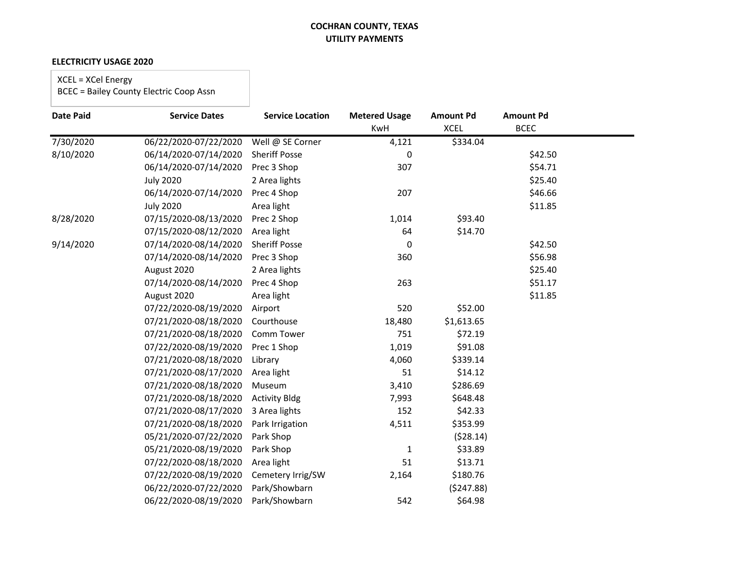**COCHRAN COUNTY, TEXAS**
**UTILITY PAYMENTS**

**ELECTRICITY USAGE 2020**

XCEL = XCel Energy
BCEC = Bailey County Electric Coop Assn

| Date Paid | Service Dates | Service Location | Metered Usage KwH | Amount Pd XCEL | Amount Pd BCEC |
|---|---|---|---|---|---|
| 7/30/2020 | 06/22/2020-07/22/2020 | Well @ SE Corner | 4,121 | $334.04 | |
| 8/10/2020 | 06/14/2020-07/14/2020 | Sheriff Posse | 0 | | $42.50 |
| | 06/14/2020-07/14/2020 | Prec 3 Shop | 307 | | $54.71 |
| | July 2020 | 2 Area lights | | | $25.40 |
| | 06/14/2020-07/14/2020 | Prec 4 Shop | 207 | | $46.66 |
| | July 2020 | Area light | | | $11.85 |
| 8/28/2020 | 07/15/2020-08/13/2020 | Prec 2 Shop | 1,014 | $93.40 | |
| | 07/15/2020-08/12/2020 | Area light | 64 | $14.70 | |
| 9/14/2020 | 07/14/2020-08/14/2020 | Sheriff Posse | 0 | | $42.50 |
| | 07/14/2020-08/14/2020 | Prec 3 Shop | 360 | | $56.98 |
| | August 2020 | 2 Area lights | | | $25.40 |
| | 07/14/2020-08/14/2020 | Prec 4 Shop | 263 | | $51.17 |
| | August 2020 | Area light | | | $11.85 |
| | 07/22/2020-08/19/2020 | Airport | 520 | $52.00 | |
| | 07/21/2020-08/18/2020 | Courthouse | 18,480 | $1,613.65 | |
| | 07/21/2020-08/18/2020 | Comm Tower | 751 | $72.19 | |
| | 07/22/2020-08/19/2020 | Prec 1 Shop | 1,019 | $91.08 | |
| | 07/21/2020-08/18/2020 | Library | 4,060 | $339.14 | |
| | 07/21/2020-08/17/2020 | Area light | 51 | $14.12 | |
| | 07/21/2020-08/18/2020 | Museum | 3,410 | $286.69 | |
| | 07/21/2020-08/18/2020 | Activity Bldg | 7,993 | $648.48 | |
| | 07/21/2020-08/17/2020 | 3 Area lights | 152 | $42.33 | |
| | 07/21/2020-08/18/2020 | Park Irrigation | 4,511 | $353.99 | |
| | 05/21/2020-07/22/2020 | Park Shop | | ($28.14) | |
| | 05/21/2020-08/19/2020 | Park Shop | 1 | $33.89 | |
| | 07/22/2020-08/18/2020 | Area light | 51 | $13.71 | |
| | 07/22/2020-08/19/2020 | Cemetery Irrig/SW | 2,164 | $180.76 | |
| | 06/22/2020-07/22/2020 | Park/Showbarn | | ($247.88) | |
| | 06/22/2020-08/19/2020 | Park/Showbarn | 542 | $64.98 | |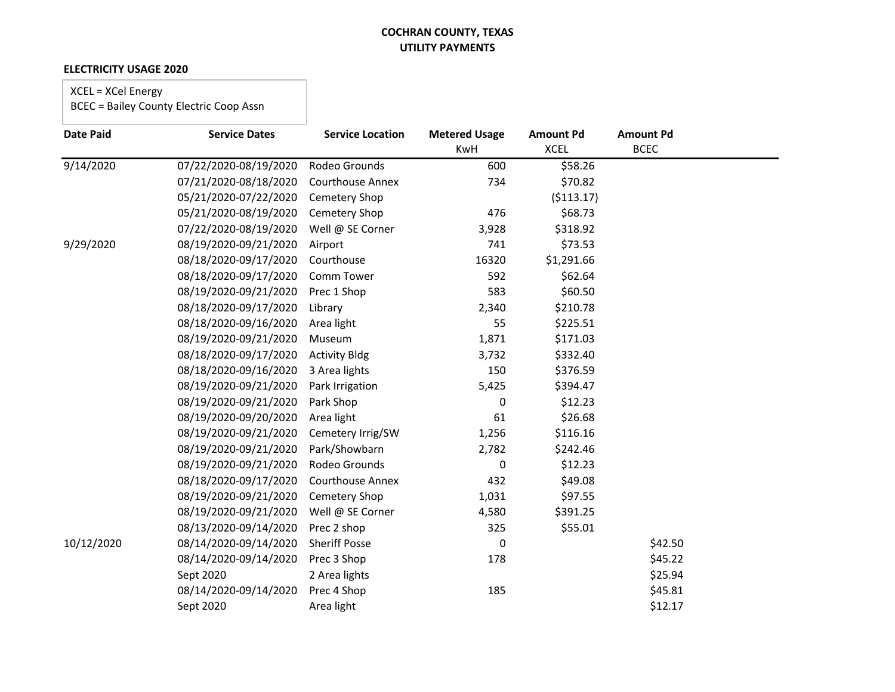**COCHRAN COUNTY, TEXAS**
**UTILITY PAYMENTS**

**ELECTRICITY USAGE 2020**

XCEL = XCel Energy
BCEC = Bailey County Electric Coop Assn

| Date Paid | Service Dates | Service Location | Metered Usage KwH | Amount Pd XCEL | Amount Pd BCEC |
|---|---|---|---|---|---|
| 9/14/2020 | 07/22/2020-08/19/2020 | Rodeo Grounds | 600 | $58.26 | |
| | 07/21/2020-08/18/2020 | Courthouse Annex | 734 | $70.82 | |
| | 05/21/2020-07/22/2020 | Cemetery Shop | | ($113.17) | |
| | 05/21/2020-08/19/2020 | Cemetery Shop | 476 | $68.73 | |
| | 07/22/2020-08/19/2020 | Well @ SE Corner | 3,928 | $318.92 | |
| 9/29/2020 | 08/19/2020-09/21/2020 | Airport | 741 | $73.53 | |
| | 08/18/2020-09/17/2020 | Courthouse | 16320 | $1,291.66 | |
| | 08/18/2020-09/17/2020 | Comm Tower | 592 | $62.64 | |
| | 08/19/2020-09/21/2020 | Prec 1 Shop | 583 | $60.50 | |
| | 08/18/2020-09/17/2020 | Library | 2,340 | $210.78 | |
| | 08/18/2020-09/16/2020 | Area light | 55 | $225.51 | |
| | 08/19/2020-09/21/2020 | Museum | 1,871 | $171.03 | |
| | 08/18/2020-09/17/2020 | Activity Bldg | 3,732 | $332.40 | |
| | 08/18/2020-09/16/2020 | 3 Area lights | 150 | $376.59 | |
| | 08/19/2020-09/21/2020 | Park Irrigation | 5,425 | $394.47 | |
| | 08/19/2020-09/21/2020 | Park Shop | 0 | $12.23 | |
| | 08/19/2020-09/20/2020 | Area light | 61 | $26.68 | |
| | 08/19/2020-09/21/2020 | Cemetery Irrig/SW | 1,256 | $116.16 | |
| | 08/19/2020-09/21/2020 | Park/Showbarn | 2,782 | $242.46 | |
| | 08/19/2020-09/21/2020 | Rodeo Grounds | 0 | $12.23 | |
| | 08/18/2020-09/17/2020 | Courthouse Annex | 432 | $49.08 | |
| | 08/19/2020-09/21/2020 | Cemetery Shop | 1,031 | $97.55 | |
| | 08/19/2020-09/21/2020 | Well @ SE Corner | 4,580 | $391.25 | |
| | 08/13/2020-09/14/2020 | Prec 2 shop | 325 | $55.01 | |
| 10/12/2020 | 08/14/2020-09/14/2020 | Sheriff Posse | 0 | | $42.50 |
| | 08/14/2020-09/14/2020 | Prec 3 Shop | 178 | | $45.22 |
| | Sept 2020 | 2 Area lights | | | $25.94 |
| | 08/14/2020-09/14/2020 | Prec 4 Shop | 185 | | $45.81 |
| | Sept 2020 | Area light | | | $12.17 |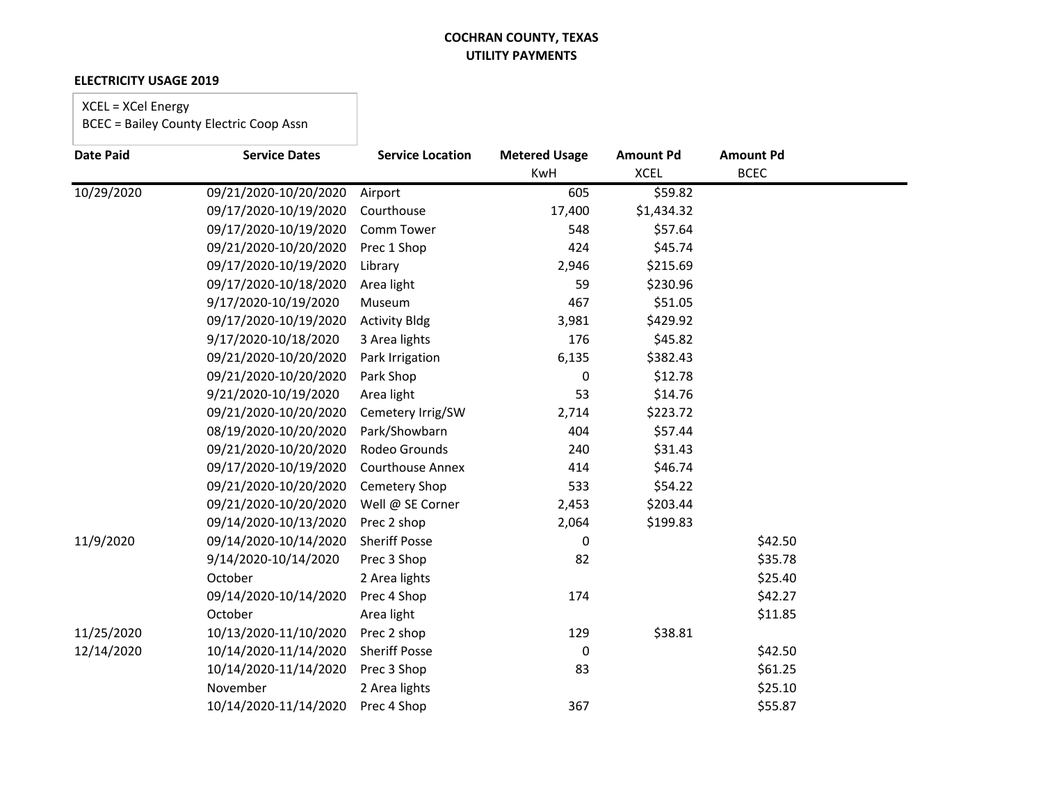**COCHRAN COUNTY, TEXAS**
**UTILITY PAYMENTS**

**ELECTRICITY USAGE 2019**

XCEL = XCel Energy
BCEC = Bailey County Electric Coop Assn

| Date Paid | Service Dates | Service Location | Metered Usage KwH | Amount Pd XCEL | Amount Pd BCEC |
|---|---|---|---|---|---|
| 10/29/2020 | 09/21/2020-10/20/2020 | Airport | 605 | $59.82 | |
| | 09/17/2020-10/19/2020 | Courthouse | 17,400 | $1,434.32 | |
| | 09/17/2020-10/19/2020 | Comm Tower | 548 | $57.64 | |
| | 09/21/2020-10/20/2020 | Prec 1 Shop | 424 | $45.74 | |
| | 09/17/2020-10/19/2020 | Library | 2,946 | $215.69 | |
| | 09/17/2020-10/18/2020 | Area light | 59 | $230.96 | |
| | 9/17/2020-10/19/2020 | Museum | 467 | $51.05 | |
| | 09/17/2020-10/19/2020 | Activity Bldg | 3,981 | $429.92 | |
| | 9/17/2020-10/18/2020 | 3 Area lights | 176 | $45.82 | |
| | 09/21/2020-10/20/2020 | Park Irrigation | 6,135 | $382.43 | |
| | 09/21/2020-10/20/2020 | Park Shop | 0 | $12.78 | |
| | 9/21/2020-10/19/2020 | Area light | 53 | $14.76 | |
| | 09/21/2020-10/20/2020 | Cemetery Irrig/SW | 2,714 | $223.72 | |
| | 08/19/2020-10/20/2020 | Park/Showbarn | 404 | $57.44 | |
| | 09/21/2020-10/20/2020 | Rodeo Grounds | 240 | $31.43 | |
| | 09/17/2020-10/19/2020 | Courthouse Annex | 414 | $46.74 | |
| | 09/21/2020-10/20/2020 | Cemetery Shop | 533 | $54.22 | |
| | 09/21/2020-10/20/2020 | Well @ SE Corner | 2,453 | $203.44 | |
| | 09/14/2020-10/13/2020 | Prec 2 shop | 2,064 | $199.83 | |
| 11/9/2020 | 09/14/2020-10/14/2020 | Sheriff Posse | 0 | | $42.50 |
| | 9/14/2020-10/14/2020 | Prec 3 Shop | 82 | | $35.78 |
| | October | 2 Area lights | | | $25.40 |
| | 09/14/2020-10/14/2020 | Prec 4 Shop | 174 | | $42.27 |
| | October | Area light | | | $11.85 |
| 11/25/2020 | 10/13/2020-11/10/2020 | Prec 2 shop | 129 | $38.81 | |
| 12/14/2020 | 10/14/2020-11/14/2020 | Sheriff Posse | 0 | | $42.50 |
| | 10/14/2020-11/14/2020 | Prec 3 Shop | 83 | | $61.25 |
| | November | 2 Area lights | | | $25.10 |
| | 10/14/2020-11/14/2020 | Prec 4 Shop | 367 | | $55.87 |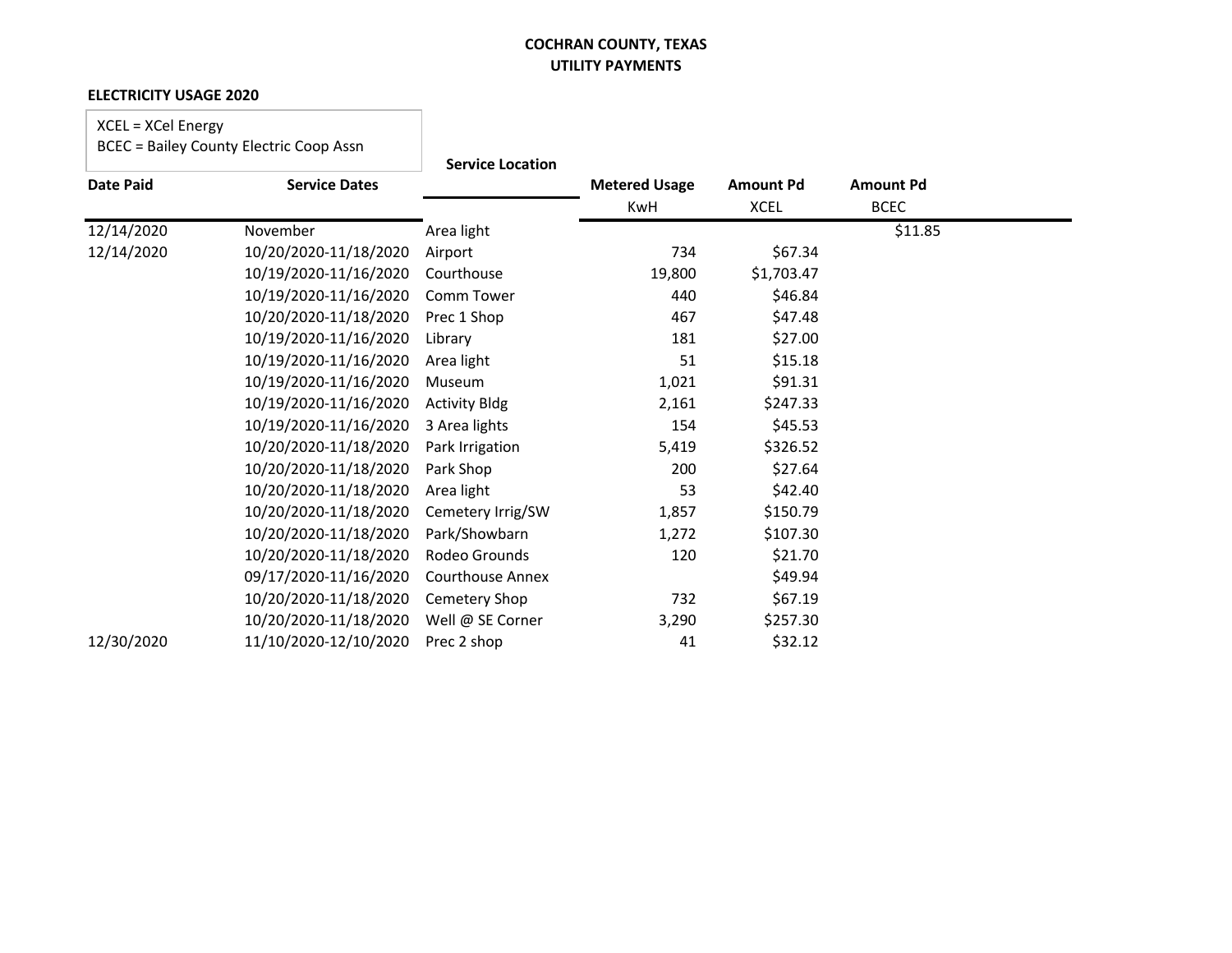**COCHRAN COUNTY, TEXAS**
**UTILITY PAYMENTS**

**ELECTRICITY USAGE 2020**

XCEL = XCel Energy
BCEC = Bailey County Electric Coop Assn

| Date Paid | Service Dates | Service Location | Metered Usage KwH | Amount Pd XCEL | Amount Pd BCEC |
|---|---|---|---|---|---|
| 12/14/2020 | November | Area light | | | $11.85 |
| 12/14/2020 | 10/20/2020-11/18/2020 | Airport | 734 | $67.34 | |
| | 10/19/2020-11/16/2020 | Courthouse | 19,800 | $1,703.47 | |
| | 10/19/2020-11/16/2020 | Comm Tower | 440 | $46.84 | |
| | 10/20/2020-11/18/2020 | Prec 1 Shop | 467 | $47.48 | |
| | 10/19/2020-11/16/2020 | Library | 181 | $27.00 | |
| | 10/19/2020-11/16/2020 | Area light | 51 | $15.18 | |
| | 10/19/2020-11/16/2020 | Museum | 1,021 | $91.31 | |
| | 10/19/2020-11/16/2020 | Activity Bldg | 2,161 | $247.33 | |
| | 10/19/2020-11/16/2020 | 3 Area lights | 154 | $45.53 | |
| | 10/20/2020-11/18/2020 | Park Irrigation | 5,419 | $326.52 | |
| | 10/20/2020-11/18/2020 | Park Shop | 200 | $27.64 | |
| | 10/20/2020-11/18/2020 | Area light | 53 | $42.40 | |
| | 10/20/2020-11/18/2020 | Cemetery Irrig/SW | 1,857 | $150.79 | |
| | 10/20/2020-11/18/2020 | Park/Showbarn | 1,272 | $107.30 | |
| | 10/20/2020-11/18/2020 | Rodeo Grounds | 120 | $21.70 | |
| | 09/17/2020-11/16/2020 | Courthouse Annex | | $49.94 | |
| | 10/20/2020-11/18/2020 | Cemetery Shop | 732 | $67.19 | |
| | 10/20/2020-11/18/2020 | Well @ SE Corner | 3,290 | $257.30 | |
| 12/30/2020 | 11/10/2020-12/10/2020 | Prec 2 shop | 41 | $32.12 | |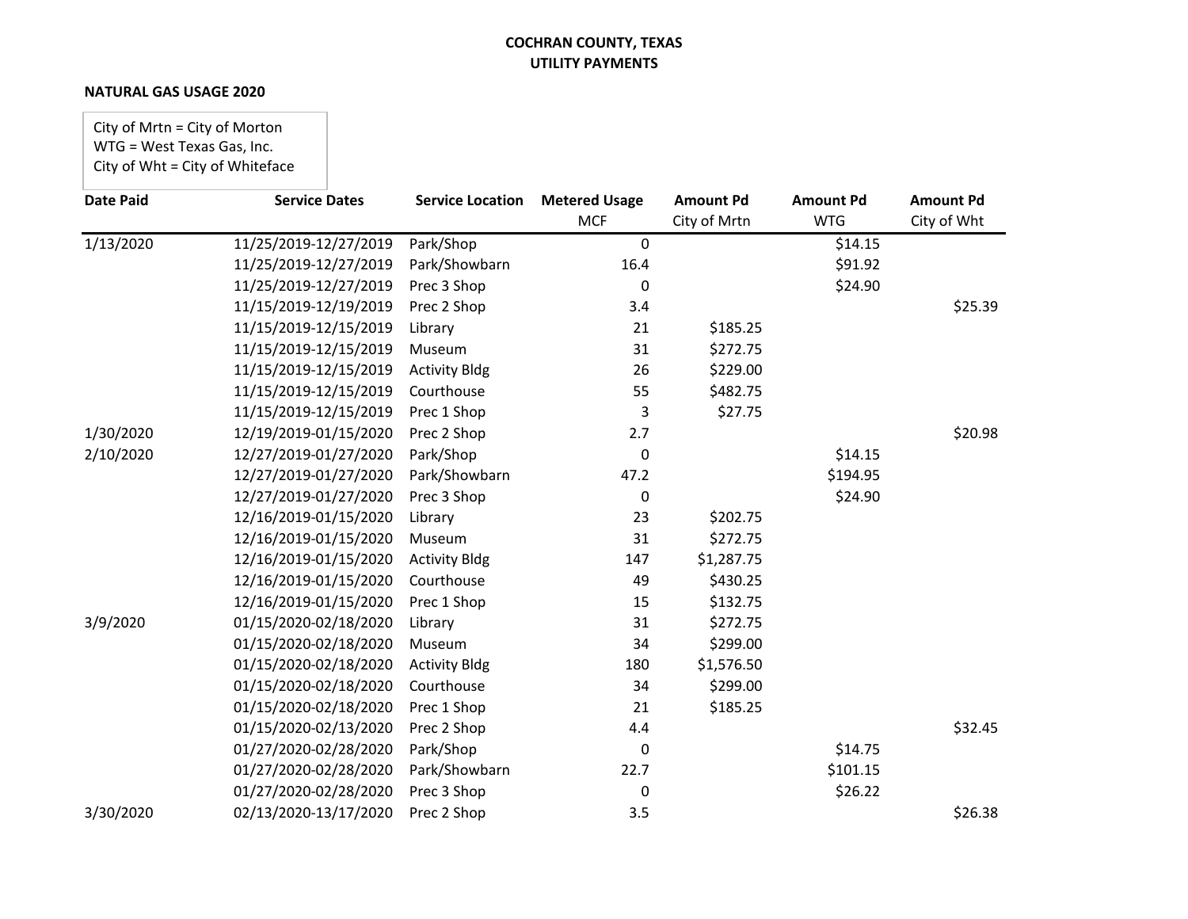**COCHRAN COUNTY, TEXAS**
**UTILITY PAYMENTS**

**NATURAL GAS USAGE 2020**

City of Mrtn = City of Morton
WTG = West Texas Gas, Inc.
City of Wht = City of Whiteface

| Date Paid | Service Dates | Service Location | Metered Usage MCF | Amount Pd City of Mrtn | Amount Pd WTG | Amount Pd City of Wht |
|---|---|---|---|---|---|---|
| 1/13/2020 | 11/25/2019-12/27/2019 | Park/Shop | 0 | | $14.15 | |
| | 11/25/2019-12/27/2019 | Park/Showbarn | 16.4 | | $91.92 | |
| | 11/25/2019-12/27/2019 | Prec 3 Shop | 0 | | $24.90 | |
| | 11/15/2019-12/19/2019 | Prec 2 Shop | 3.4 | | | $25.39 |
| | 11/15/2019-12/15/2019 | Library | 21 | $185.25 | | |
| | 11/15/2019-12/15/2019 | Museum | 31 | $272.75 | | |
| | 11/15/2019-12/15/2019 | Activity Bldg | 26 | $229.00 | | |
| | 11/15/2019-12/15/2019 | Courthouse | 55 | $482.75 | | |
| | 11/15/2019-12/15/2019 | Prec 1 Shop | 3 | $27.75 | | |
| 1/30/2020 | 12/19/2019-01/15/2020 | Prec 2 Shop | 2.7 | | | $20.98 |
| 2/10/2020 | 12/27/2019-01/27/2020 | Park/Shop | 0 | | $14.15 | |
| | 12/27/2019-01/27/2020 | Park/Showbarn | 47.2 | | $194.95 | |
| | 12/27/2019-01/27/2020 | Prec 3 Shop | 0 | | $24.90 | |
| | 12/16/2019-01/15/2020 | Library | 23 | $202.75 | | |
| | 12/16/2019-01/15/2020 | Museum | 31 | $272.75 | | |
| | 12/16/2019-01/15/2020 | Activity Bldg | 147 | $1,287.75 | | |
| | 12/16/2019-01/15/2020 | Courthouse | 49 | $430.25 | | |
| | 12/16/2019-01/15/2020 | Prec 1 Shop | 15 | $132.75 | | |
| 3/9/2020 | 01/15/2020-02/18/2020 | Library | 31 | $272.75 | | |
| | 01/15/2020-02/18/2020 | Museum | 34 | $299.00 | | |
| | 01/15/2020-02/18/2020 | Activity Bldg | 180 | $1,576.50 | | |
| | 01/15/2020-02/18/2020 | Courthouse | 34 | $299.00 | | |
| | 01/15/2020-02/18/2020 | Prec 1 Shop | 21 | $185.25 | | |
| | 01/15/2020-02/13/2020 | Prec 2 Shop | 4.4 | | | $32.45 |
| | 01/27/2020-02/28/2020 | Park/Shop | 0 | | $14.75 | |
| | 01/27/2020-02/28/2020 | Park/Showbarn | 22.7 | | $101.15 | |
| | 01/27/2020-02/28/2020 | Prec 3 Shop | 0 | | $26.22 | |
| 3/30/2020 | 02/13/2020-13/17/2020 | Prec 2 Shop | 3.5 | | | $26.38 |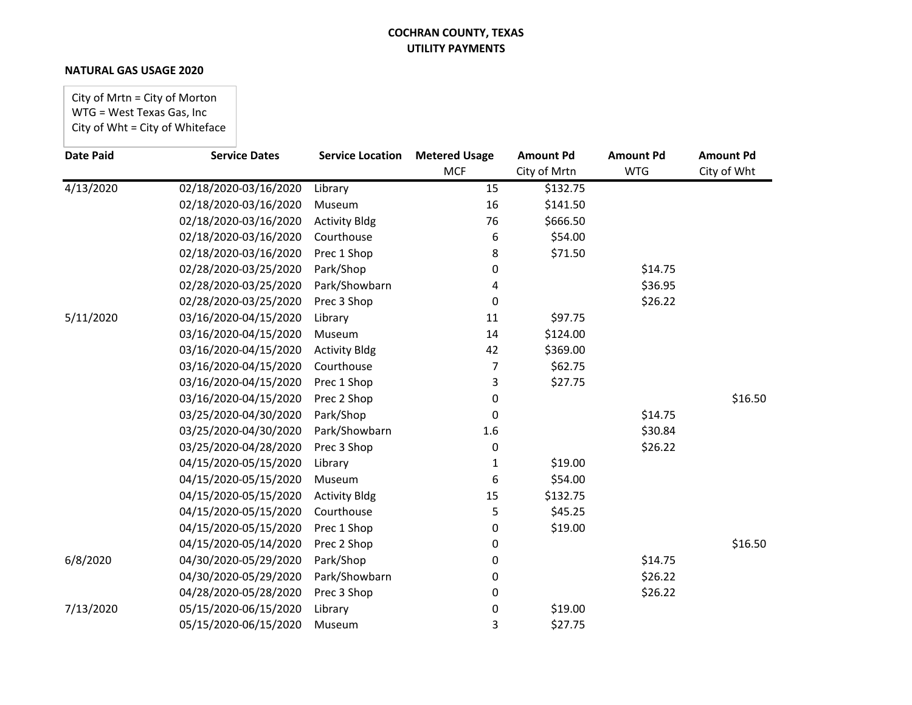**COCHRAN COUNTY, TEXAS**
**UTILITY PAYMENTS**

**NATURAL GAS USAGE 2020**

City of Mrtn = City of Morton
WTG = West Texas Gas, Inc
City of Wht = City of Whiteface

| Date Paid | Service Dates | Service Location | Metered Usage MCF | Amount Pd City of Mrtn | Amount Pd WTG | Amount Pd City of Wht |
|---|---|---|---|---|---|---|
| 4/13/2020 | 02/18/2020-03/16/2020 | Library | 15 | $132.75 | | |
| | 02/18/2020-03/16/2020 | Museum | 16 | $141.50 | | |
| | 02/18/2020-03/16/2020 | Activity Bldg | 76 | $666.50 | | |
| | 02/18/2020-03/16/2020 | Courthouse | 6 | $54.00 | | |
| | 02/18/2020-03/16/2020 | Prec 1 Shop | 8 | $71.50 | | |
| | 02/28/2020-03/25/2020 | Park/Shop | 0 | | $14.75 | |
| | 02/28/2020-03/25/2020 | Park/Showbarn | 4 | | $36.95 | |
| | 02/28/2020-03/25/2020 | Prec 3 Shop | 0 | | $26.22 | |
| 5/11/2020 | 03/16/2020-04/15/2020 | Library | 11 | $97.75 | | |
| | 03/16/2020-04/15/2020 | Museum | 14 | $124.00 | | |
| | 03/16/2020-04/15/2020 | Activity Bldg | 42 | $369.00 | | |
| | 03/16/2020-04/15/2020 | Courthouse | 7 | $62.75 | | |
| | 03/16/2020-04/15/2020 | Prec 1 Shop | 3 | $27.75 | | |
| | 03/16/2020-04/15/2020 | Prec 2 Shop | 0 | | | $16.50 |
| | 03/25/2020-04/30/2020 | Park/Shop | 0 | | $14.75 | |
| | 03/25/2020-04/30/2020 | Park/Showbarn | 1.6 | | $30.84 | |
| | 03/25/2020-04/28/2020 | Prec 3 Shop | 0 | | $26.22 | |
| | 04/15/2020-05/15/2020 | Library | 1 | $19.00 | | |
| | 04/15/2020-05/15/2020 | Museum | 6 | $54.00 | | |
| | 04/15/2020-05/15/2020 | Activity Bldg | 15 | $132.75 | | |
| | 04/15/2020-05/15/2020 | Courthouse | 5 | $45.25 | | |
| | 04/15/2020-05/15/2020 | Prec 1 Shop | 0 | $19.00 | | |
| | 04/15/2020-05/14/2020 | Prec 2 Shop | 0 | | | $16.50 |
| 6/8/2020 | 04/30/2020-05/29/2020 | Park/Shop | 0 | | $14.75 | |
| | 04/30/2020-05/29/2020 | Park/Showbarn | 0 | | $26.22 | |
| | 04/28/2020-05/28/2020 | Prec 3 Shop | 0 | | $26.22 | |
| 7/13/2020 | 05/15/2020-06/15/2020 | Library | 0 | $19.00 | | |
| | 05/15/2020-06/15/2020 | Museum | 3 | $27.75 | | |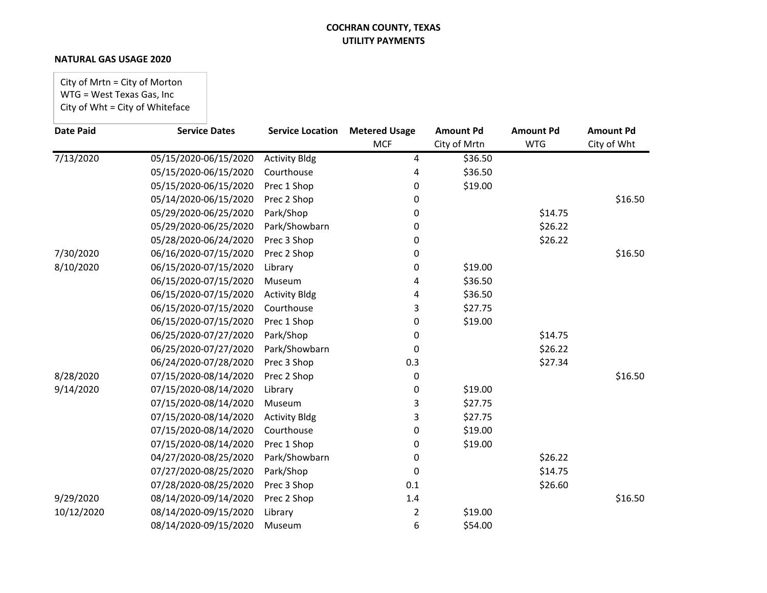**COCHRAN COUNTY, TEXAS**
**UTILITY PAYMENTS**

**NATURAL GAS USAGE 2020**

City of Mrtn = City of Morton
WTG = West Texas Gas, Inc
City of Wht = City of Whiteface

| Date Paid | Service Dates | Service Location | Metered Usage MCF | Amount Pd City of Mrtn | Amount Pd WTG | Amount Pd City of Wht |
|---|---|---|---|---|---|---|
| 7/13/2020 | 05/15/2020-06/15/2020 | Activity Bldg | 4 | $36.50 | | |
| | 05/15/2020-06/15/2020 | Courthouse | 4 | $36.50 | | |
| | 05/15/2020-06/15/2020 | Prec 1 Shop | 0 | $19.00 | | |
| | 05/14/2020-06/15/2020 | Prec 2 Shop | 0 | | | $16.50 |
| | 05/29/2020-06/25/2020 | Park/Shop | 0 | | $14.75 | |
| | 05/29/2020-06/25/2020 | Park/Showbarn | 0 | | $26.22 | |
| | 05/28/2020-06/24/2020 | Prec 3 Shop | 0 | | $26.22 | |
| 7/30/2020 | 06/16/2020-07/15/2020 | Prec 2 Shop | 0 | | | $16.50 |
| 8/10/2020 | 06/15/2020-07/15/2020 | Library | 0 | $19.00 | | |
| | 06/15/2020-07/15/2020 | Museum | 4 | $36.50 | | |
| | 06/15/2020-07/15/2020 | Activity Bldg | 4 | $36.50 | | |
| | 06/15/2020-07/15/2020 | Courthouse | 3 | $27.75 | | |
| | 06/15/2020-07/15/2020 | Prec 1 Shop | 0 | $19.00 | | |
| | 06/25/2020-07/27/2020 | Park/Shop | 0 | | $14.75 | |
| | 06/25/2020-07/27/2020 | Park/Showbarn | 0 | | $26.22 | |
| | 06/24/2020-07/28/2020 | Prec 3 Shop | 0.3 | | $27.34 | |
| 8/28/2020 | 07/15/2020-08/14/2020 | Prec 2 Shop | 0 | | | $16.50 |
| 9/14/2020 | 07/15/2020-08/14/2020 | Library | 0 | $19.00 | | |
| | 07/15/2020-08/14/2020 | Museum | 3 | $27.75 | | |
| | 07/15/2020-08/14/2020 | Activity Bldg | 3 | $27.75 | | |
| | 07/15/2020-08/14/2020 | Courthouse | 0 | $19.00 | | |
| | 07/15/2020-08/14/2020 | Prec 1 Shop | 0 | $19.00 | | |
| | 04/27/2020-08/25/2020 | Park/Showbarn | 0 | | $26.22 | |
| | 07/27/2020-08/25/2020 | Park/Shop | 0 | | $14.75 | |
| | 07/28/2020-08/25/2020 | Prec 3 Shop | 0.1 | | $26.60 | |
| 9/29/2020 | 08/14/2020-09/14/2020 | Prec 2 Shop | 1.4 | | | $16.50 |
| 10/12/2020 | 08/14/2020-09/15/2020 | Library | 2 | $19.00 | | |
| | 08/14/2020-09/15/2020 | Museum | 6 | $54.00 | | |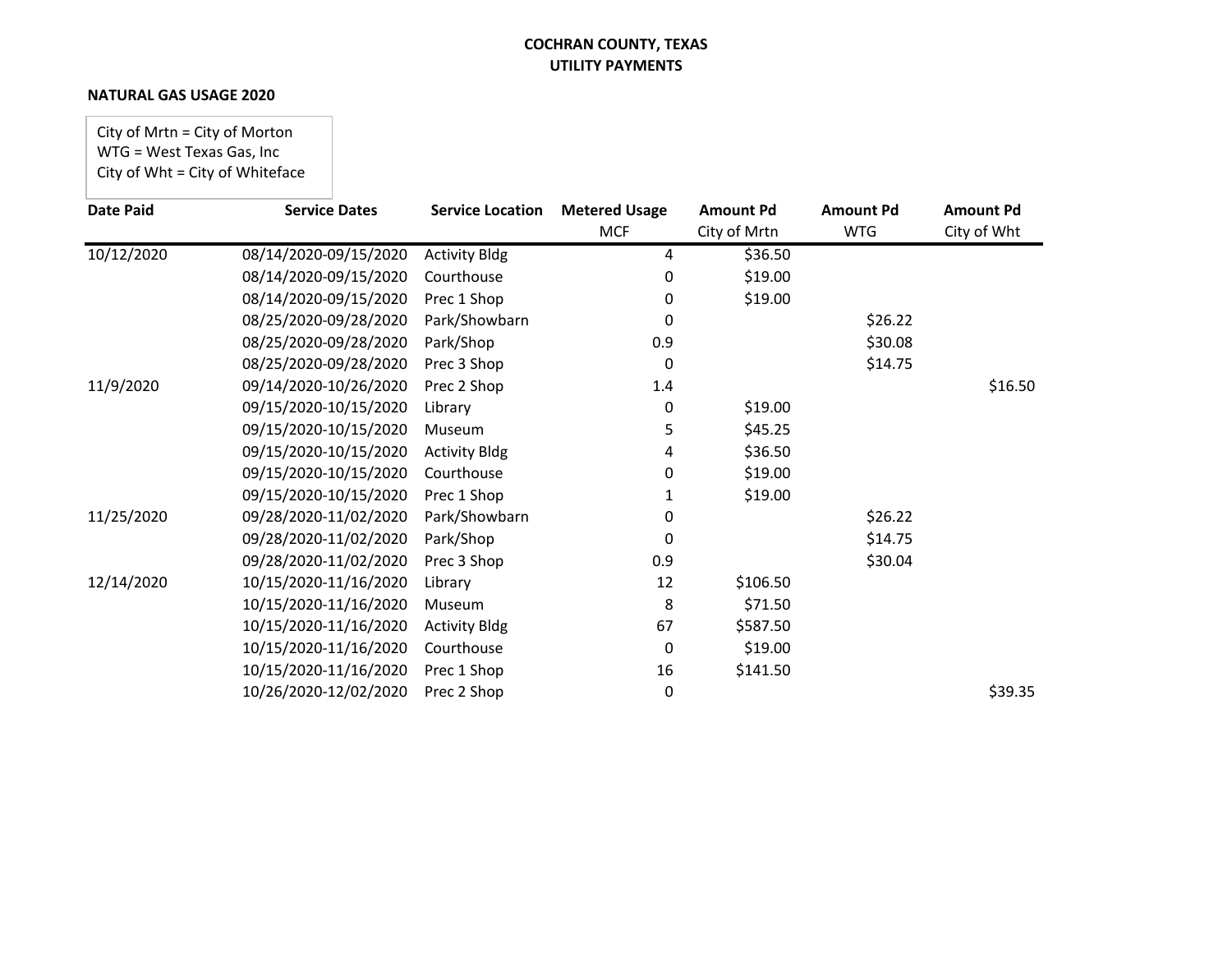**COCHRAN COUNTY, TEXAS**
**UTILITY PAYMENTS**

**NATURAL GAS USAGE 2020**

City of Mrtn = City of Morton
WTG = West Texas Gas, Inc
City of Wht = City of Whiteface

| Date Paid | Service Dates | Service Location | Metered Usage MCF | Amount Pd City of Mrtn | Amount Pd WTG | Amount Pd City of Wht |
|---|---|---|---|---|---|---|
| 10/12/2020 | 08/14/2020-09/15/2020 | Activity Bldg | 4 | $36.50 | | |
| | 08/14/2020-09/15/2020 | Courthouse | 0 | $19.00 | | |
| | 08/14/2020-09/15/2020 | Prec 1 Shop | 0 | $19.00 | | |
| | 08/25/2020-09/28/2020 | Park/Showbarn | 0 | | $26.22 | |
| | 08/25/2020-09/28/2020 | Park/Shop | 0.9 | | $30.08 | |
| | 08/25/2020-09/28/2020 | Prec 3 Shop | 0 | | $14.75 | |
| 11/9/2020 | 09/14/2020-10/26/2020 | Prec 2 Shop | 1.4 | | | $16.50 |
| | 09/15/2020-10/15/2020 | Library | 0 | $19.00 | | |
| | 09/15/2020-10/15/2020 | Museum | 5 | $45.25 | | |
| | 09/15/2020-10/15/2020 | Activity Bldg | 4 | $36.50 | | |
| | 09/15/2020-10/15/2020 | Courthouse | 0 | $19.00 | | |
| | 09/15/2020-10/15/2020 | Prec 1 Shop | 1 | $19.00 | | |
| 11/25/2020 | 09/28/2020-11/02/2020 | Park/Showbarn | 0 | | $26.22 | |
| | 09/28/2020-11/02/2020 | Park/Shop | 0 | | $14.75 | |
| | 09/28/2020-11/02/2020 | Prec 3 Shop | 0.9 | | $30.04 | |
| 12/14/2020 | 10/15/2020-11/16/2020 | Library | 12 | $106.50 | | |
| | 10/15/2020-11/16/2020 | Museum | 8 | $71.50 | | |
| | 10/15/2020-11/16/2020 | Activity Bldg | 67 | $587.50 | | |
| | 10/15/2020-11/16/2020 | Courthouse | 0 | $19.00 | | |
| | 10/15/2020-11/16/2020 | Prec 1 Shop | 16 | $141.50 | | |
| | 10/26/2020-12/02/2020 | Prec 2 Shop | 0 | | | $39.35 |